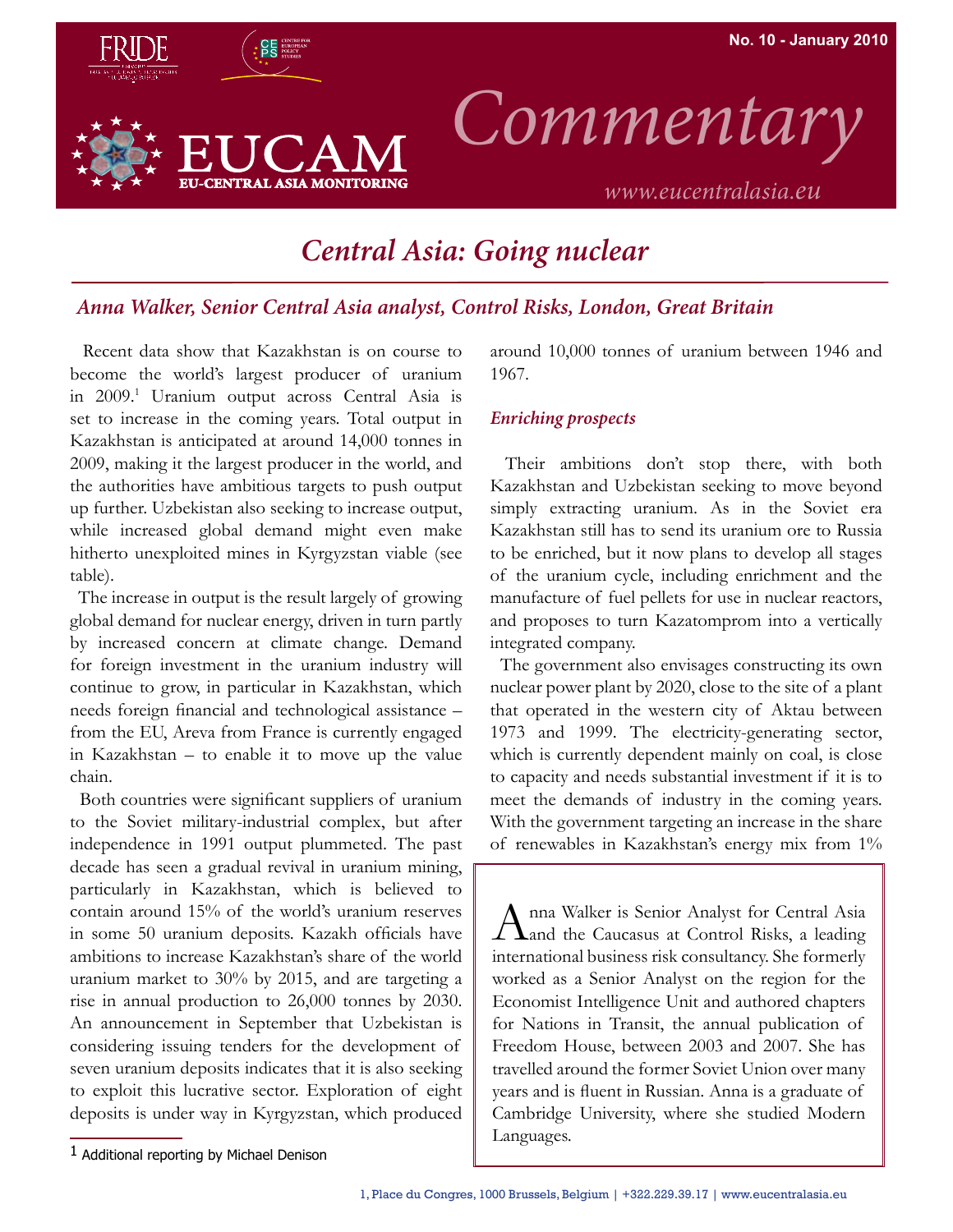No. 10 - January 2010

# Commentary

www.eucentralasia.eu

## Central Asia: Going nuclear

*Anna Walker, Senior Central Asia analyst, Control Risks, London, Great Britain*

Recent data show that Kazakhstan is on course to become the world's largest producer of uranium in 2009.[1] Uranium output across Central Asia is set to increase in the coming years. Total output in Kazakhstan is anticipated at around 14,000 tonnes in 2009, making it the largest producer in the world, and the authorities have ambitious targets to push output up further. Uzbekistan also seeking to increase output, while increased global demand might even make hitherto unexploited mines in Kyrgyzstan viable (see table).

The increase in output is the result largely of growing global demand for nuclear energy, driven in turn partly by increased concern at climate change. Demand for foreign investment in the uranium industry will continue to grow, in particular in Kazakhstan, which needs foreign financial and technological assistance – from the EU, Areva from France is currently engaged in Kazakhstan – to enable it to move up the value chain.

Both countries were significant suppliers of uranium to the Soviet military-industrial complex, but after independence in 1991 output plummeted. The past decade has seen a gradual revival in uranium mining, particularly in Kazakhstan, which is believed to contain around 15% of the world's uranium reserves in some 50 uranium deposits. Kazakh officials have ambitions to increase Kazakhstan's share of the world uranium market to 30% by 2015, and are targeting a rise in annual production to 26,000 tonnes by 2030. An announcement in September that Uzbekistan is considering issuing tenders for the development of seven uranium deposits indicates that it is also seeking to exploit this lucrative sector. Exploration of eight deposits is under way in Kyrgyzstan, which produced around 10,000 tonnes of uranium between 1946 and 1967.

### *Enriching prospects*

Their ambitions don't stop there, with both Kazakhstan and Uzbekistan seeking to move beyond simply extracting uranium. As in the Soviet era Kazakhstan still has to send its uranium ore to Russia to be enriched, but it now plans to develop all stages of the uranium cycle, including enrichment and the manufacture of fuel pellets for use in nuclear reactors, and proposes to turn Kazatomprom into a vertically integrated company.

The government also envisages constructing its own nuclear power plant by 2020, close to the site of a plant that operated in the western city of Aktau between 1973 and 1999. The electricity-generating sector, which is currently dependent mainly on coal, is close to capacity and needs substantial investment if it is to meet the demands of industry in the coming years. With the government targeting an increase in the share of renewables in Kazakhstan's energy mix from 1%

> Anna Walker is Senior Analyst for Central Asia and the Caucasus at Control Risks, a leading international business risk consultancy. She formerly worked as a Senior Analyst on the region for the Economist Intelligence Unit and authored chapters for Nations in Transit, the annual publication of Freedom House, between 2003 and 2007. She has travelled around the former Soviet Union over many years and is fluent in Russian. Anna is a graduate of Cambridge University, where she studied Modern Languages.

[1] Additional reporting by Michael Denison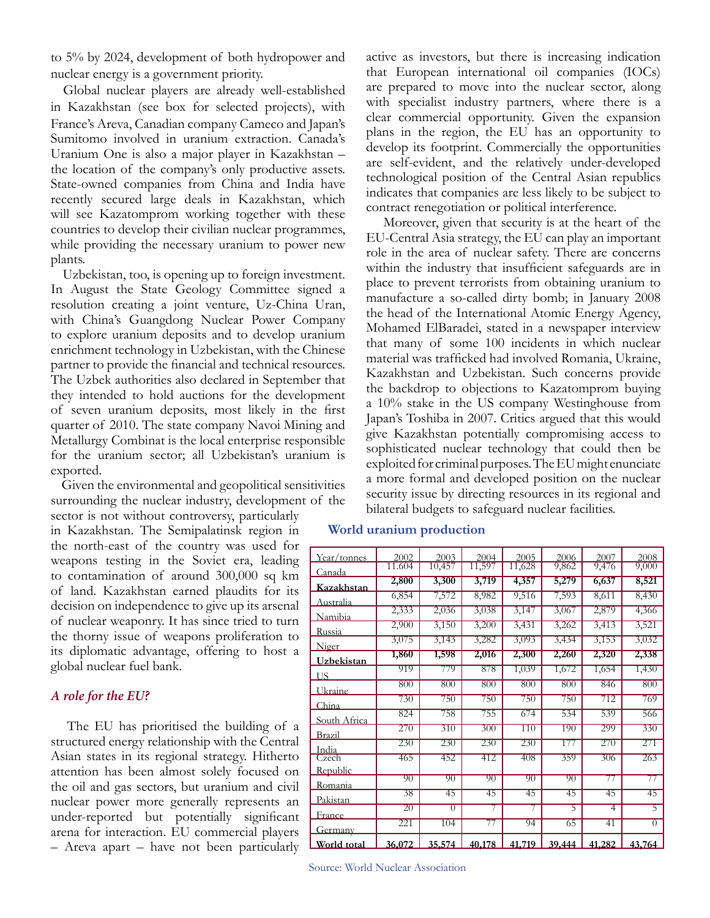to 5% by 2024, development of both hydropower and nuclear energy is a government priority.

Global nuclear players are already well-established in Kazakhstan (see box for selected projects), with France's Areva, Canadian company Cameco and Japan's Sumitomo involved in uranium extraction. Canada's Uranium One is also a major player in Kazakhstan – the location of the company's only productive assets. State-owned companies from China and India have recently secured large deals in Kazakhstan, which will see Kazatomprom working together with these countries to develop their civilian nuclear programmes, while providing the necessary uranium to power new plants.

Uzbekistan, too, is opening up to foreign investment. In August the State Geology Committee signed a resolution creating a joint venture, Uz-China Uran, with China's Guangdong Nuclear Power Company to explore uranium deposits and to develop uranium enrichment technology in Uzbekistan, with the Chinese partner to provide the financial and technical resources. The Uzbek authorities also declared in September that they intended to hold auctions for the development of seven uranium deposits, most likely in the first quarter of 2010. The state company Navoi Mining and Metallurgy Combinat is the local enterprise responsible for the uranium sector; all Uzbekistan's uranium is exported.

Given the environmental and geopolitical sensitivities surrounding the nuclear industry, development of the sector is not without controversy, particularly in Kazakhstan. The Semipalatinsk region in the north-east of the country was used for weapons testing in the Soviet era, leading to contamination of around 300,000 sq km of land. Kazakhstan earned plaudits for its decision on independence to give up its arsenal of nuclear weaponry. It has since tried to turn the thorny issue of weapons proliferation to its diplomatic advantage, offering to host a global nuclear fuel bank.

### *A role for the EU?*

The EU has prioritised the building of a structured energy relationship with the Central Asian states in its regional strategy. Hitherto attention has been almost solely focused on the oil and gas sectors, but uranium and civil nuclear power more generally represents an under-reported but potentially significant arena for interaction. EU commercial players – Areva apart – have not been particularly active as investors, but there is increasing indication that European international oil companies (IOCs) are prepared to move into the nuclear sector, along with specialist industry partners, where there is a clear commercial opportunity. Given the expansion plans in the region, the EU has an opportunity to develop its footprint. Commercially the opportunities are self-evident, and the relatively under-developed technological position of the Central Asian republics indicates that companies are less likely to be subject to contract renegotiation or political interference.

Moreover, given that security is at the heart of the EU-Central Asia strategy, the EU can play an important role in the area of nuclear safety. There are concerns within the industry that insufficient safeguards are in place to prevent terrorists from obtaining uranium to manufacture a so-called dirty bomb; in January 2008 the head of the International Atomic Energy Agency, Mohamed ElBaradei, stated in a newspaper interview that many of some 100 incidents in which nuclear material was trafficked had involved Romania, Ukraine, Kazakhstan and Uzbekistan. Such concerns provide the backdrop to objections to Kazatomprom buying a 10% stake in the US company Westinghouse from Japan's Toshiba in 2007. Critics argued that this would give Kazakhstan potentially compromising access to sophisticated nuclear technology that could then be exploited for criminal purposes. The EU might enunciate a more formal and developed position on the nuclear security issue by directing resources in its regional and bilateral budgets to safeguard nuclear facilities.

**World uranium production**

| Year/tonnes | 2002 | 2003 | 2004 | 2005 | 2006 | 2007 | 2008 |
|---|---|---|---|---|---|---|---|
| Canada | 11.604 | 10,457 | 11,597 | 11,628 | 9,862 | 9,476 | 9,000 |
| **Kazakhstan** | **2,800** | **3,300** | **3,719** | **4,357** | **5,279** | **6,637** | **8,521** |
| Australia | 6,854 | 7,572 | 8,982 | 9,516 | 7,593 | 8,611 | 8,430 |
| Namibia | 2,333 | 2,036 | 3,038 | 3,147 | 3,067 | 2,879 | 4,366 |
| Russia | 2,900 | 3,150 | 3,200 | 3,431 | 3,262 | 3,413 | 3,521 |
| Niger | 3,075 | 3,143 | 3,282 | 3,093 | 3,434 | 3,153 | 3,032 |
| **Uzbekistan** | **1,860** | **1,598** | **2,016** | **2,300** | **2,260** | **2,320** | **2,338** |
| US | 919 | 779 | 878 | 1,039 | 1,672 | 1,654 | 1,430 |
| Ukraine | 800 | 800 | 800 | 800 | 800 | 846 | 800 |
| China | 730 | 750 | 750 | 750 | 750 | 712 | 769 |
| South Africa | 824 | 758 | 755 | 674 | 534 | 539 | 566 |
| Brazil | 270 | 310 | 300 | 110 | 190 | 299 | 330 |
| India | 230 | 230 | 230 | 230 | 177 | 270 | 271 |
| Czech Republic | 465 | 452 | 412 | 408 | 359 | 306 | 263 |
| Romania | 90 | 90 | 90 | 90 | 90 | 77 | 77 |
| Pakistan | 38 | 45 | 45 | 45 | 45 | 45 | 45 |
| France | 20 | 0 | 7 | 7 | 5 | 4 | 5 |
| Germany | 221 | 104 | 77 | 94 | 65 | 41 | 0 |
| **World total** | **36,072** | **35,574** | **40,178** | **41,719** | **39,444** | **41,282** | **43,764** |

Source: World Nuclear Association